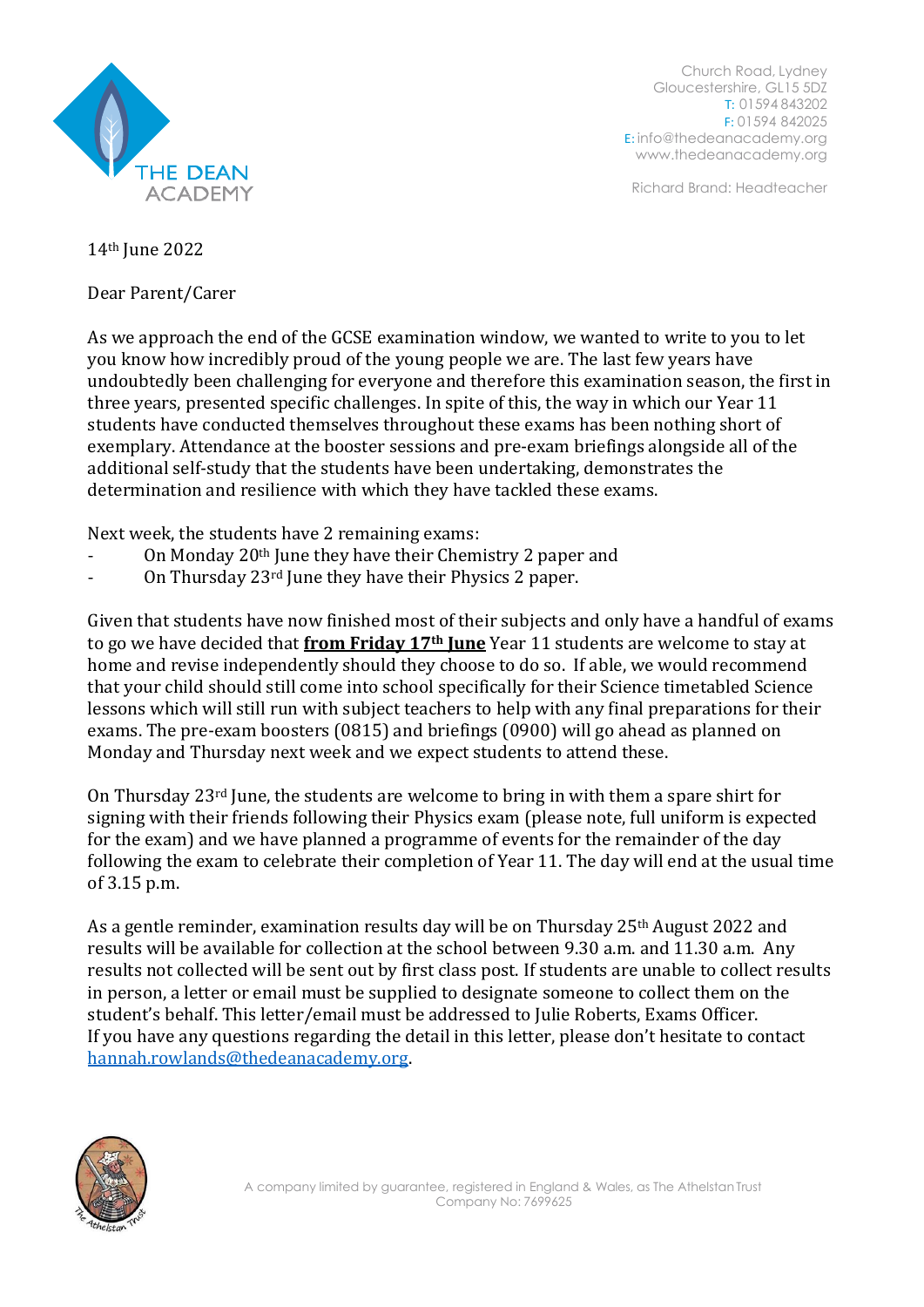THE DEAN ACADEMY

Church Road, Lydney
Gloucestershire, GL15 5DZ
T: 01594 843202
F: 01594 842025
E: info@thedeanacademy.org
www.thedeanacademy.org

Richard Brand: Headteacher

14th June 2022

Dear Parent/Carer

As we approach the end of the GCSE examination window, we wanted to write to you to let you know how incredibly proud of the young people we are. The last few years have undoubtedly been challenging for everyone and therefore this examination season, the first in three years, presented specific challenges. In spite of this, the way in which our Year 11 students have conducted themselves throughout these exams has been nothing short of exemplary. Attendance at the booster sessions and pre-exam briefings alongside all of the additional self-study that the students have been undertaking, demonstrates the determination and resilience with which they have tackled these exams.

Next week, the students have 2 remaining exams:

- On Monday 20th June they have their Chemistry 2 paper and
- On Thursday 23rd June they have their Physics 2 paper.

Given that students have now finished most of their subjects and only have a handful of exams to go we have decided that **from Friday 17th June** Year 11 students are welcome to stay at home and revise independently should they choose to do so. If able, we would recommend that your child should still come into school specifically for their Science timetabled Science lessons which will still run with subject teachers to help with any final preparations for their exams. The pre-exam boosters (0815) and briefings (0900) will go ahead as planned on Monday and Thursday next week and we expect students to attend these.

On Thursday 23rd June, the students are welcome to bring in with them a spare shirt for signing with their friends following their Physics exam (please note, full uniform is expected for the exam) and we have planned a programme of events for the remainder of the day following the exam to celebrate their completion of Year 11. The day will end at the usual time of 3.15 p.m.

As a gentle reminder, examination results day will be on Thursday 25th August 2022 and results will be available for collection at the school between 9.30 a.m. and 11.30 a.m. Any results not collected will be sent out by first class post. If students are unable to collect results in person, a letter or email must be supplied to designate someone to collect them on the student's behalf. This letter/email must be addressed to Julie Roberts, Exams Officer.
If you have any questions regarding the detail in this letter, please don't hesitate to contact hannah.rowlands@thedeanacademy.org.

A company limited by guarantee, registered in England & Wales, as The Athelstan Trust
Company No: 7699625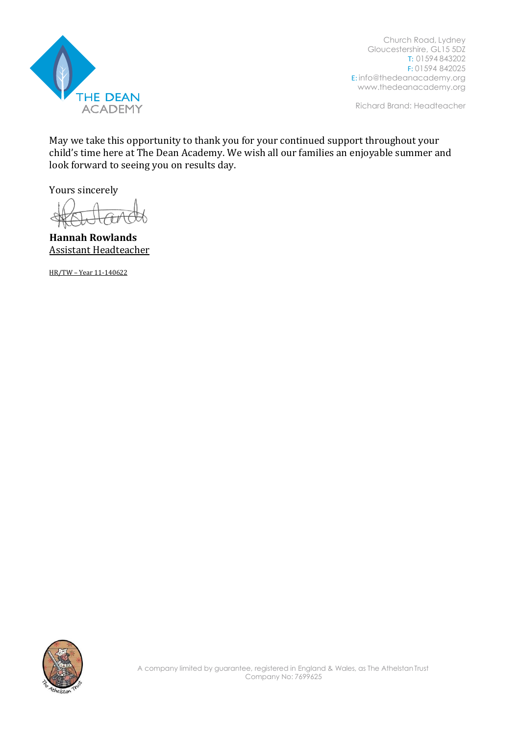Church Road, Lydney
Gloucestershire, GL15 5DZ
T: 01594 843202
F: 01594 842025
E: info@thedeanacademy.org
www.thedeanacademy.org

Richard Brand: Headteacher

May we take this opportunity to thank you for your continued support throughout your child's time here at The Dean Academy. We wish all our families an enjoyable summer and look forward to seeing you on results day.

Yours sincerely

**Hannah Rowlands**
Assistant Headteacher

HR/TW – Year 11-140622

A company limited by guarantee, registered in England & Wales, as The Athelstan Trust
Company No: 7699625